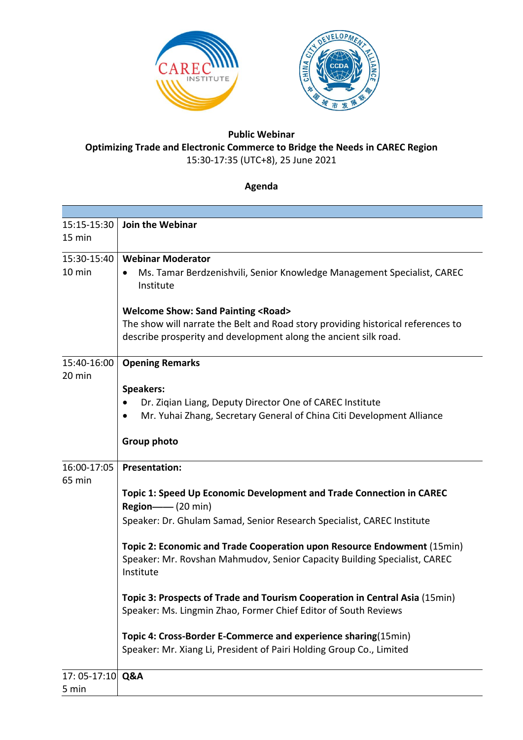**Public Webinar**

**Optimizing Trade and Electronic Commerce to Bridge the Needs in CAREC Region**

15:30-17:35 (UTC+8), 25 June 2021

**Agenda**

| | |
|---|---|
| 15:15-15:30<br>15 min | **Join the Webinar** |
| 15:30-15:40<br>10 min | **Webinar Moderator**<br>• Ms. Tamar Berdzenishvili, Senior Knowledge Management Specialist, CAREC Institute<br><br>**Welcome Show: Sand Painting <Road>**<br>The show will narrate the Belt and Road story providing historical references to describe prosperity and development along the ancient silk road. |
| 15:40-16:00<br>20 min | **Opening Remarks**<br><br>**Speakers:**<br>• Dr. Ziqian Liang, Deputy Director One of CAREC Institute<br>• Mr. Yuhai Zhang, Secretary General of China Citi Development Alliance<br><br>**Group photo** |
| 16:00-17:05<br>65 min | **Presentation:**<br><br>**Topic 1: Speed Up Economic Development and Trade Connection in CAREC Region——** (20 min)<br>Speaker: Dr. Ghulam Samad, Senior Research Specialist, CAREC Institute<br><br>**Topic 2: Economic and Trade Cooperation upon Resource Endowment** (15min)<br>Speaker: Mr. Rovshan Mahmudov, Senior Capacity Building Specialist, CAREC Institute<br><br>**Topic 3: Prospects of Trade and Tourism Cooperation in Central Asia** (15min)<br>Speaker: Ms. Lingmin Zhao, Former Chief Editor of South Reviews<br><br>**Topic 4: Cross-Border E-Commerce and experience sharing**(15min)<br>Speaker: Mr. Xiang Li, President of Pairi Holding Group Co., Limited |
| 17: 05-17:10<br>5 min | **Q&A** |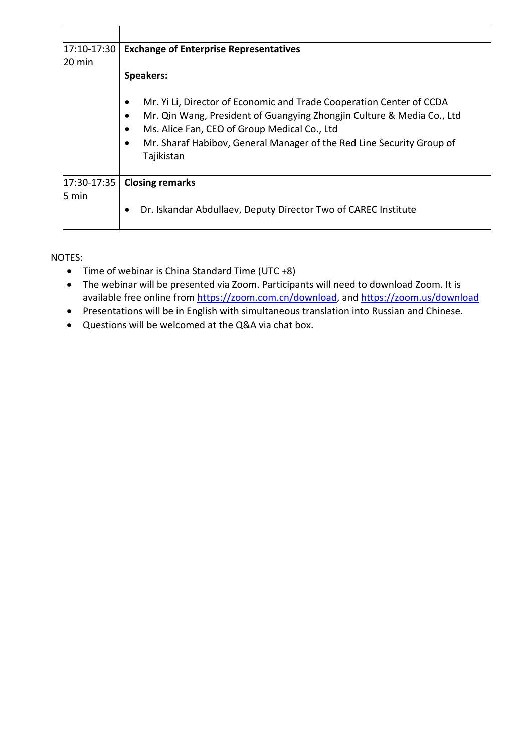| | |
|---|---|
| 17:10-17:30<br>20 min | **Exchange of Enterprise Representatives**<br><br>**Speakers:**<br><br>• Mr. Yi Li, Director of Economic and Trade Cooperation Center of CCDA<br>• Mr. Qin Wang, President of Guangying Zhongjin Culture & Media Co., Ltd<br>• Ms. Alice Fan, CEO of Group Medical Co., Ltd<br>• Mr. Sharaf Habibov, General Manager of the Red Line Security Group of Tajikistan |
| 17:30-17:35<br>5 min | **Closing remarks**<br><br>• Dr. Iskandar Abdullaev, Deputy Director Two of CAREC Institute |

NOTES:

- Time of webinar is China Standard Time (UTC +8)
- The webinar will be presented via Zoom. Participants will need to download Zoom. It is available free online from https://zoom.com.cn/download, and https://zoom.us/download
- Presentations will be in English with simultaneous translation into Russian and Chinese.
- Questions will be welcomed at the Q&A via chat box.